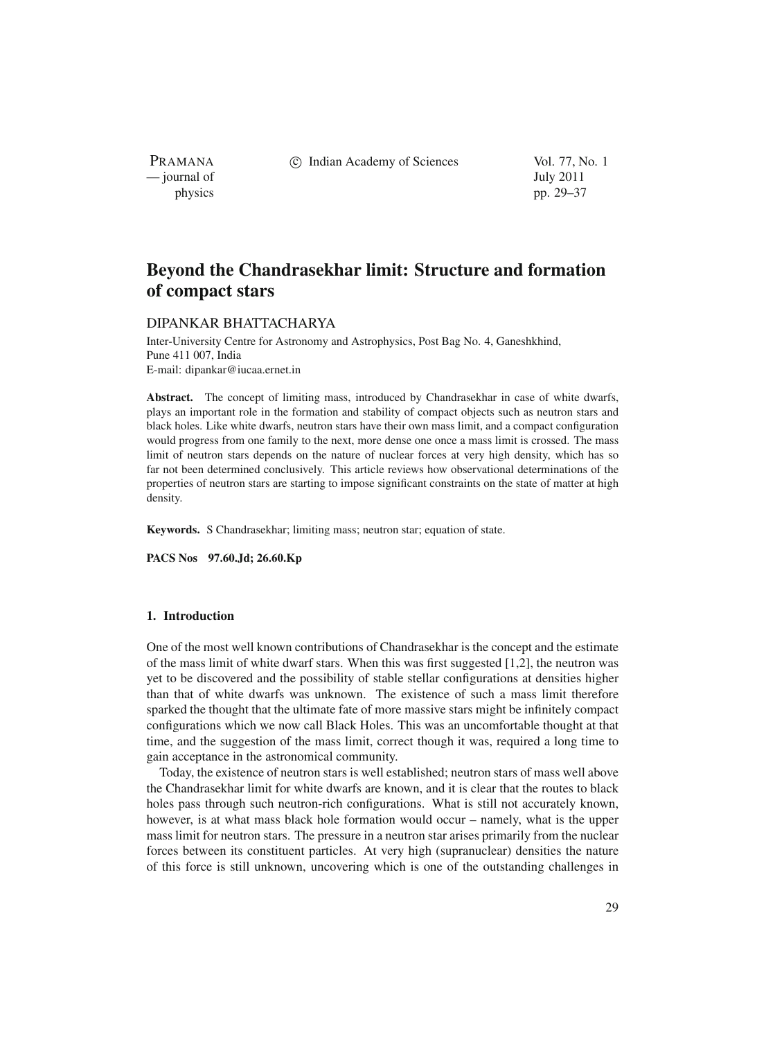# Beyond the Chandrasekhar limit: Structure and formation of compact stars

DIPANKAR BHATTACHARYA

Inter-University Centre for Astronomy and Astrophysics, Post Bag No. 4, Ganeshkhind, Pune 411 007, India
E-mail: dipankar@iucaa.ernet.in

**Abstract.** The concept of limiting mass, introduced by Chandrasekhar in case of white dwarfs, plays an important role in the formation and stability of compact objects such as neutron stars and black holes. Like white dwarfs, neutron stars have their own mass limit, and a compact configuration would progress from one family to the next, more dense one once a mass limit is crossed. The mass limit of neutron stars depends on the nature of nuclear forces at very high density, which has so far not been determined conclusively. This article reviews how observational determinations of the properties of neutron stars are starting to impose significant constraints on the state of matter at high density.

**Keywords.** S Chandrasekhar; limiting mass; neutron star; equation of state.

**PACS Nos** **97.60.Jd; 26.60.Kp**

## 1. Introduction

One of the most well known contributions of Chandrasekhar is the concept and the estimate of the mass limit of white dwarf stars. When this was first suggested [1,2], the neutron was yet to be discovered and the possibility of stable stellar configurations at densities higher than that of white dwarfs was unknown. The existence of such a mass limit therefore sparked the thought that the ultimate fate of more massive stars might be infinitely compact configurations which we now call Black Holes. This was an uncomfortable thought at that time, and the suggestion of the mass limit, correct though it was, required a long time to gain acceptance in the astronomical community.

Today, the existence of neutron stars is well established; neutron stars of mass well above the Chandrasekhar limit for white dwarfs are known, and it is clear that the routes to black holes pass through such neutron-rich configurations. What is still not accurately known, however, is at what mass black hole formation would occur – namely, what is the upper mass limit for neutron stars. The pressure in a neutron star arises primarily from the nuclear forces between its constituent particles. At very high (supranuclear) densities the nature of this force is still unknown, uncovering which is one of the outstanding challenges in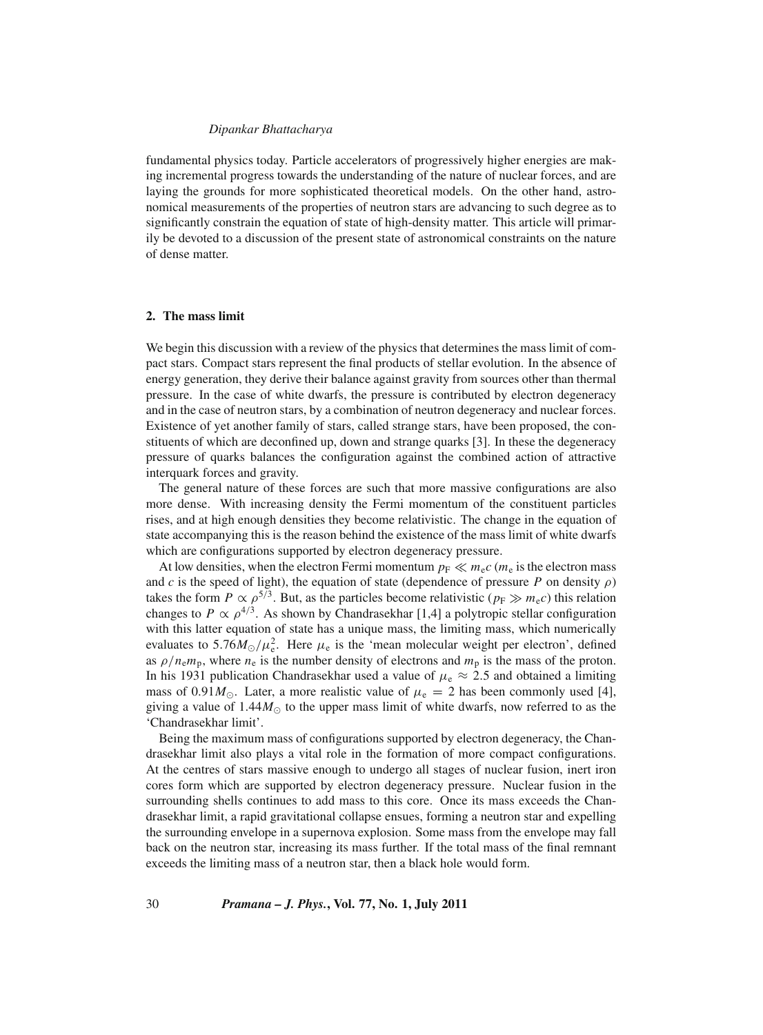fundamental physics today. Particle accelerators of progressively higher energies are making incremental progress towards the understanding of the nature of nuclear forces, and are laying the grounds for more sophisticated theoretical models. On the other hand, astronomical measurements of the properties of neutron stars are advancing to such degree as to significantly constrain the equation of state of high-density matter. This article will primarily be devoted to a discussion of the present state of astronomical constraints on the nature of dense matter.

## 2. The mass limit

We begin this discussion with a review of the physics that determines the mass limit of compact stars. Compact stars represent the final products of stellar evolution. In the absence of energy generation, they derive their balance against gravity from sources other than thermal pressure. In the case of white dwarfs, the pressure is contributed by electron degeneracy and in the case of neutron stars, by a combination of neutron degeneracy and nuclear forces. Existence of yet another family of stars, called strange stars, have been proposed, the constituents of which are deconfined up, down and strange quarks [3]. In these the degeneracy pressure of quarks balances the configuration against the combined action of attractive interquark forces and gravity.

The general nature of these forces are such that more massive configurations are also more dense. With increasing density the Fermi momentum of the constituent particles rises, and at high enough densities they become relativistic. The change in the equation of state accompanying this is the reason behind the existence of the mass limit of white dwarfs which are configurations supported by electron degeneracy pressure.

At low densities, when the electron Fermi momentum $p_{\rm F} \ll m_{\rm e}c$ ($m_{\rm e}$ is the electron mass and $c$ is the speed of light), the equation of state (dependence of pressure $P$ on density $\rho$) takes the form $P \propto \rho^{5/3}$. But, as the particles become relativistic ($p_{\rm F} \gg m_{\rm e}c$) this relation changes to $P \propto \rho^{4/3}$. As shown by Chandrasekhar [1,4] a polytropic stellar configuration with this latter equation of state has a unique mass, the limiting mass, which numerically evaluates to $5.76 M_{\odot}/\mu_{\rm e}^2$. Here $\mu_{\rm e}$ is the 'mean molecular weight per electron', defined as $\rho/n_{\rm e}m_{\rm p}$, where $n_{\rm e}$ is the number density of electrons and $m_{\rm p}$ is the mass of the proton. In his 1931 publication Chandrasekhar used a value of $\mu_{\rm e} \approx 2.5$ and obtained a limiting mass of $0.91 M_{\odot}$. Later, a more realistic value of $\mu_{\rm e} = 2$ has been commonly used [4], giving a value of $1.44 M_{\odot}$ to the upper mass limit of white dwarfs, now referred to as the 'Chandrasekhar limit'.

Being the maximum mass of configurations supported by electron degeneracy, the Chandrasekhar limit also plays a vital role in the formation of more compact configurations. At the centres of stars massive enough to undergo all stages of nuclear fusion, inert iron cores form which are supported by electron degeneracy pressure. Nuclear fusion in the surrounding shells continues to add mass to this core. Once its mass exceeds the Chandrasekhar limit, a rapid gravitational collapse ensues, forming a neutron star and expelling the surrounding envelope in a supernova explosion. Some mass from the envelope may fall back on the neutron star, increasing its mass further. If the total mass of the final remnant exceeds the limiting mass of a neutron star, then a black hole would form.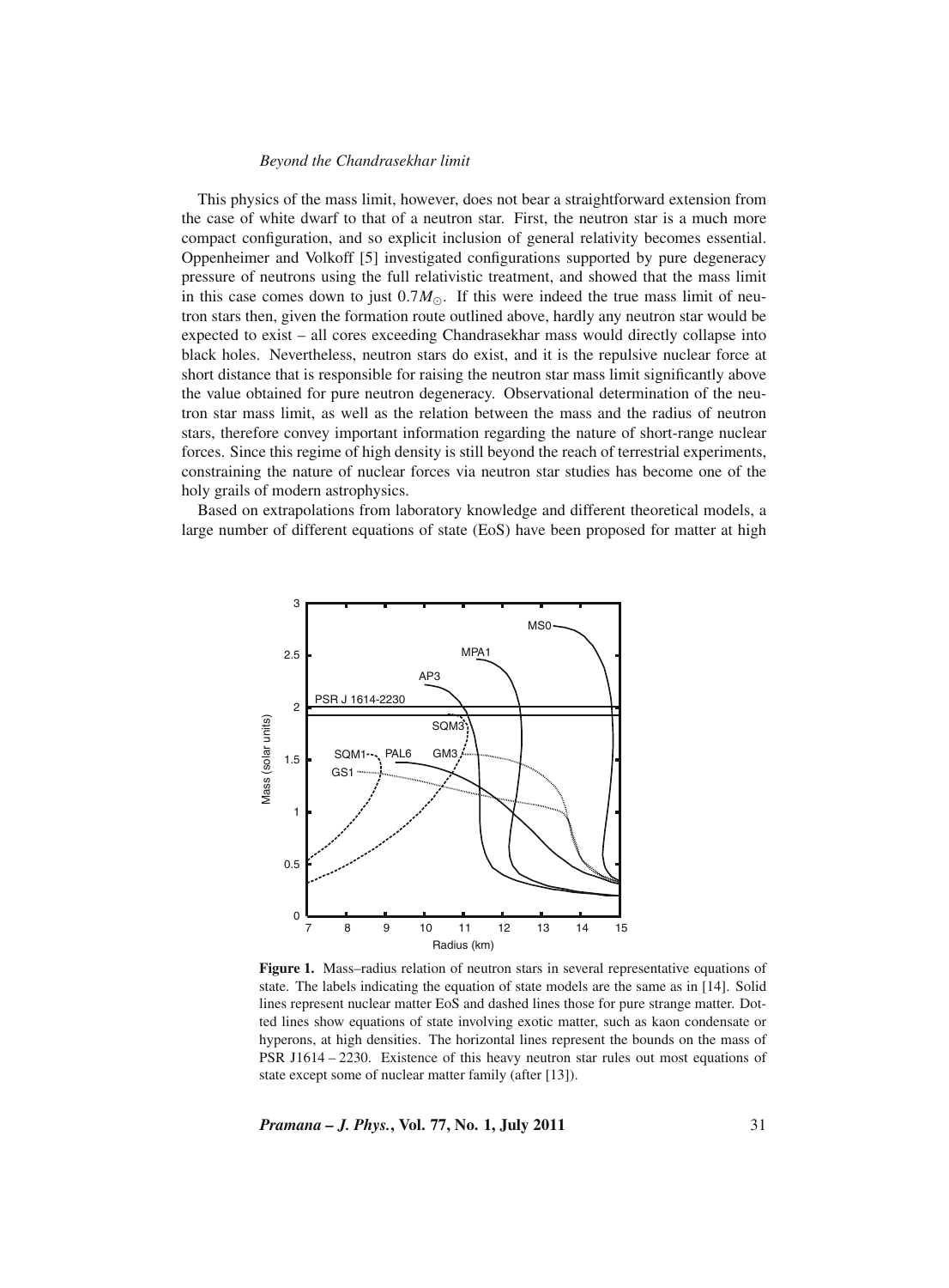This physics of the mass limit, however, does not bear a straightforward extension from the case of white dwarf to that of a neutron star. First, the neutron star is a much more compact configuration, and so explicit inclusion of general relativity becomes essential. Oppenheimer and Volkoff [5] investigated configurations supported by pure degeneracy pressure of neutrons using the full relativistic treatment, and showed that the mass limit in this case comes down to just $0.7M_{\odot}$. If this were indeed the true mass limit of neutron stars then, given the formation route outlined above, hardly any neutron star would be expected to exist – all cores exceeding Chandrasekhar mass would directly collapse into black holes. Nevertheless, neutron stars do exist, and it is the repulsive nuclear force at short distance that is responsible for raising the neutron star mass limit significantly above the value obtained for pure neutron degeneracy. Observational determination of the neutron star mass limit, as well as the relation between the mass and the radius of neutron stars, therefore convey important information regarding the nature of short-range nuclear forces. Since this regime of high density is still beyond the reach of terrestrial experiments, constraining the nature of nuclear forces via neutron star studies has become one of the holy grails of modern astrophysics.

Based on extrapolations from laboratory knowledge and different theoretical models, a large number of different equations of state (EoS) have been proposed for matter at high

**Figure 1.** Mass–radius relation of neutron stars in several representative equations of state. The labels indicating the equation of state models are the same as in [14]. Solid lines represent nuclear matter EoS and dashed lines those for pure strange matter. Dotted lines show equations of state involving exotic matter, such as kaon condensate or hyperons, at high densities. The horizontal lines represent the bounds on the mass of PSR J1614 – 2230. Existence of this heavy neutron star rules out most equations of state except some of nuclear matter family (after [13]).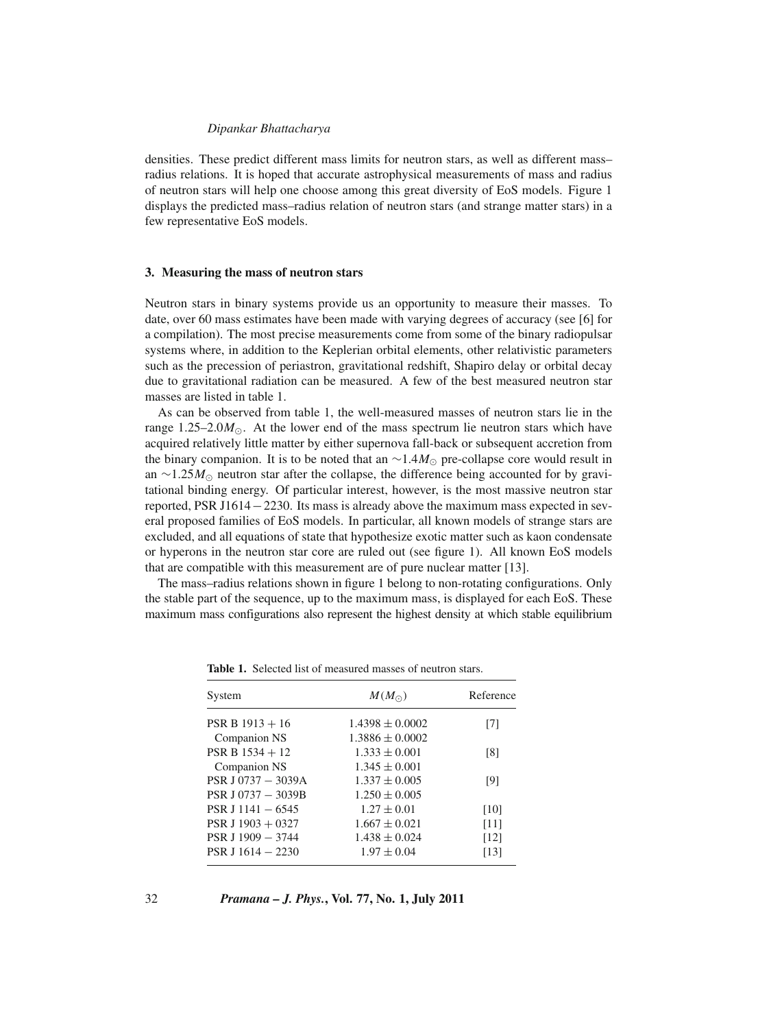densities. These predict different mass limits for neutron stars, as well as different mass–radius relations. It is hoped that accurate astrophysical measurements of mass and radius of neutron stars will help one choose among this great diversity of EoS models. Figure 1 displays the predicted mass–radius relation of neutron stars (and strange matter stars) in a few representative EoS models.

## 3. Measuring the mass of neutron stars

Neutron stars in binary systems provide us an opportunity to measure their masses. To date, over 60 mass estimates have been made with varying degrees of accuracy (see [6] for a compilation). The most precise measurements come from some of the binary radiopulsar systems where, in addition to the Keplerian orbital elements, other relativistic parameters such as the precession of periastron, gravitational redshift, Shapiro delay or orbital decay due to gravitational radiation can be measured. A few of the best measured neutron star masses are listed in table 1.

As can be observed from table 1, the well-measured masses of neutron stars lie in the range 1.25–2.0$M_\odot$. At the lower end of the mass spectrum lie neutron stars which have acquired relatively little matter by either supernova fall-back or subsequent accretion from the binary companion. It is to be noted that an $\sim 1.4 M_\odot$ pre-collapse core would result in an $\sim 1.25 M_\odot$ neutron star after the collapse, the difference being accounted for by gravitational binding energy. Of particular interest, however, is the most massive neutron star reported, PSR J1614 − 2230. Its mass is already above the maximum mass expected in several proposed families of EoS models. In particular, all known models of strange stars are excluded, and all equations of state that hypothesize exotic matter such as kaon condensate or hyperons in the neutron star core are ruled out (see figure 1). All known EoS models that are compatible with this measurement are of pure nuclear matter [13].

The mass–radius relations shown in figure 1 belong to non-rotating configurations. Only the stable part of the sequence, up to the maximum mass, is displayed for each EoS. These maximum mass configurations also represent the highest density at which stable equilibrium

**Table 1.** Selected list of measured masses of neutron stars.

| System | $M(M_\odot)$ | Reference |
|---|---|---|
| PSR B 1913 + 16 | $1.4398 \pm 0.0002$ | [7] |
| Companion NS | $1.3886 \pm 0.0002$ | |
| PSR B 1534 + 12 | $1.333 \pm 0.001$ | [8] |
| Companion NS | $1.345 \pm 0.001$ | |
| PSR J 0737 − 3039A | $1.337 \pm 0.005$ | [9] |
| PSR J 0737 − 3039B | $1.250 \pm 0.005$ | |
| PSR J 1141 − 6545 | $1.27 \pm 0.01$ | [10] |
| PSR J 1903 + 0327 | $1.667 \pm 0.021$ | [11] |
| PSR J 1909 − 3744 | $1.438 \pm 0.024$ | [12] |
| PSR J 1614 − 2230 | $1.97 \pm 0.04$ | [13] |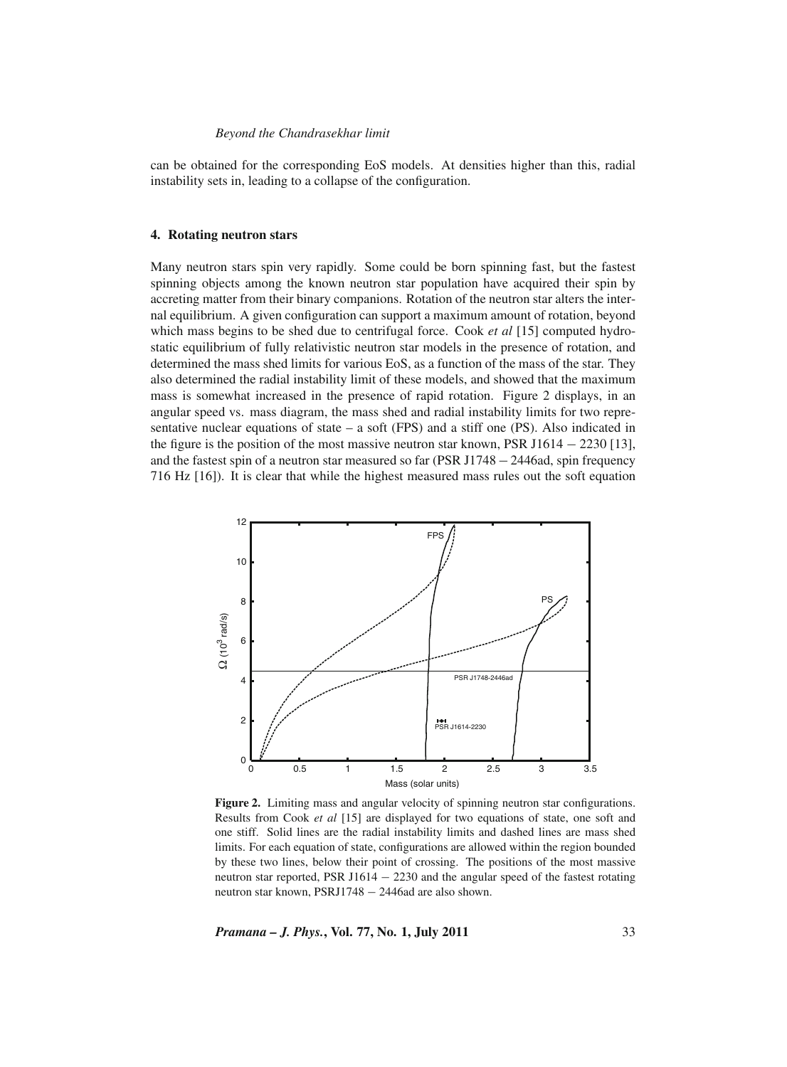can be obtained for the corresponding EoS models. At densities higher than this, radial instability sets in, leading to a collapse of the configuration.

## 4. Rotating neutron stars

Many neutron stars spin very rapidly. Some could be born spinning fast, but the fastest spinning objects among the known neutron star population have acquired their spin by accreting matter from their binary companions. Rotation of the neutron star alters the internal equilibrium. A given configuration can support a maximum amount of rotation, beyond which mass begins to be shed due to centrifugal force. Cook *et al* [15] computed hydrostatic equilibrium of fully relativistic neutron star models in the presence of rotation, and determined the mass shed limits for various EoS, as a function of the mass of the star. They also determined the radial instability limit of these models, and showed that the maximum mass is somewhat increased in the presence of rapid rotation. Figure 2 displays, in an angular speed vs. mass diagram, the mass shed and radial instability limits for two representative nuclear equations of state – a soft (FPS) and a stiff one (PS). Also indicated in the figure is the position of the most massive neutron star known, PSR J1614 − 2230 [13], and the fastest spin of a neutron star measured so far (PSR J1748 − 2446ad, spin frequency 716 Hz [16]). It is clear that while the highest measured mass rules out the soft equation

**Figure 2.** Limiting mass and angular velocity of spinning neutron star configurations. Results from Cook *et al* [15] are displayed for two equations of state, one soft and one stiff. Solid lines are the radial instability limits and dashed lines are mass shed limits. For each equation of state, configurations are allowed within the region bounded by these two lines, below their point of crossing. The positions of the most massive neutron star reported, PSR J1614 − 2230 and the angular speed of the fastest rotating neutron star known, PSRJ1748 − 2446ad are also shown.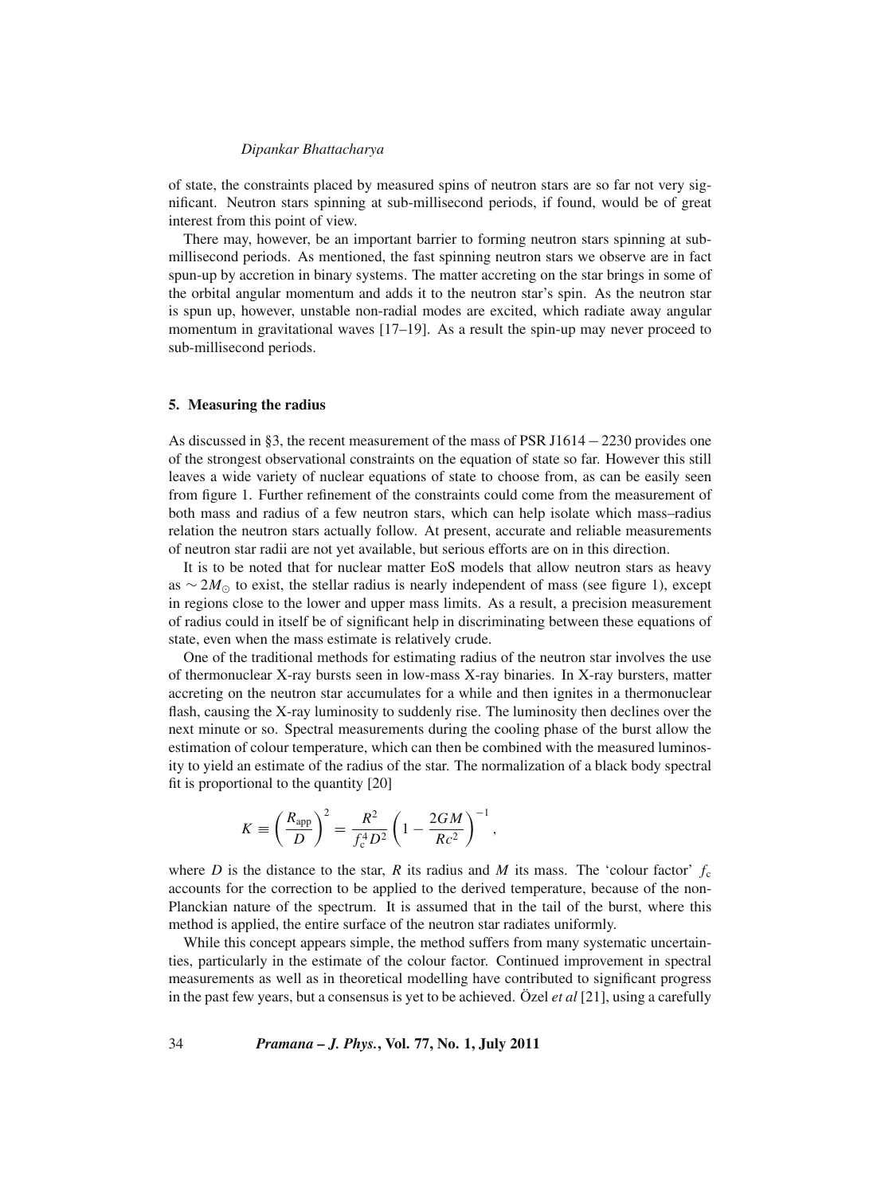of state, the constraints placed by measured spins of neutron stars are so far not very significant. Neutron stars spinning at sub-millisecond periods, if found, would be of great interest from this point of view.

There may, however, be an important barrier to forming neutron stars spinning at sub-millisecond periods. As mentioned, the fast spinning neutron stars we observe are in fact spun-up by accretion in binary systems. The matter accreting on the star brings in some of the orbital angular momentum and adds it to the neutron star's spin. As the neutron star is spun up, however, unstable non-radial modes are excited, which radiate away angular momentum in gravitational waves [17–19]. As a result the spin-up may never proceed to sub-millisecond periods.

## 5. Measuring the radius

As discussed in §3, the recent measurement of the mass of PSR J1614 − 2230 provides one of the strongest observational constraints on the equation of state so far. However this still leaves a wide variety of nuclear equations of state to choose from, as can be easily seen from figure 1. Further refinement of the constraints could come from the measurement of both mass and radius of a few neutron stars, which can help isolate which mass–radius relation the neutron stars actually follow. At present, accurate and reliable measurements of neutron star radii are not yet available, but serious efforts are on in this direction.

It is to be noted that for nuclear matter EoS models that allow neutron stars as heavy as $\sim 2M_{\odot}$ to exist, the stellar radius is nearly independent of mass (see figure 1), except in regions close to the lower and upper mass limits. As a result, a precision measurement of radius could in itself be of significant help in discriminating between these equations of state, even when the mass estimate is relatively crude.

One of the traditional methods for estimating radius of the neutron star involves the use of thermonuclear X-ray bursts seen in low-mass X-ray binaries. In X-ray bursters, matter accreting on the neutron star accumulates for a while and then ignites in a thermonuclear flash, causing the X-ray luminosity to suddenly rise. The luminosity then declines over the next minute or so. Spectral measurements during the cooling phase of the burst allow the estimation of colour temperature, which can then be combined with the measured luminosity to yield an estimate of the radius of the star. The normalization of a black body spectral fit is proportional to the quantity [20]

$$K \equiv \left(\frac{R_{\mathrm{app}}}{D}\right)^2 = \frac{R^2}{f_{\mathrm{c}}^4 D^2}\left(1 - \frac{2GM}{Rc^2}\right)^{-1},$$

where $D$ is the distance to the star, $R$ its radius and $M$ its mass. The 'colour factor' $f_{\mathrm{c}}$ accounts for the correction to be applied to the derived temperature, because of the non-Planckian nature of the spectrum. It is assumed that in the tail of the burst, where this method is applied, the entire surface of the neutron star radiates uniformly.

While this concept appears simple, the method suffers from many systematic uncertainties, particularly in the estimate of the colour factor. Continued improvement in spectral measurements as well as in theoretical modelling have contributed to significant progress in the past few years, but a consensus is yet to be achieved. Özel *et al* [21], using a carefully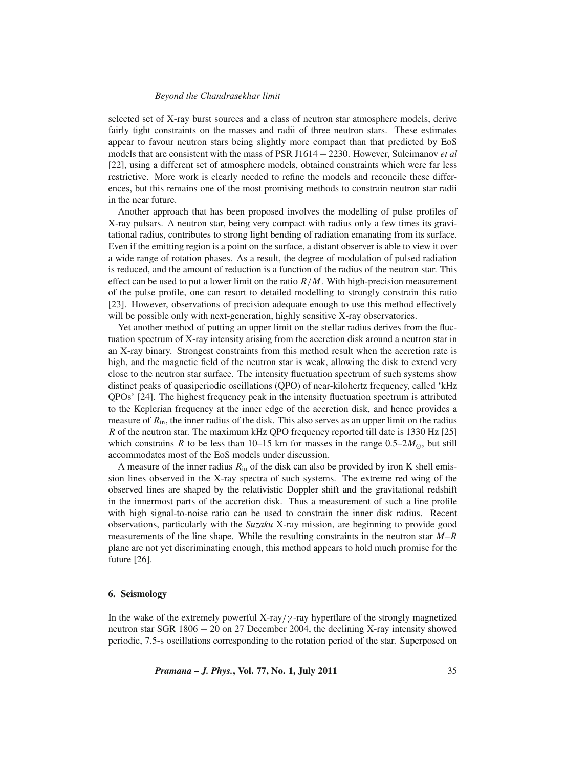selected set of X-ray burst sources and a class of neutron star atmosphere models, derive fairly tight constraints on the masses and radii of three neutron stars. These estimates appear to favour neutron stars being slightly more compact than that predicted by EoS models that are consistent with the mass of PSR J1614 − 2230. However, Suleimanov *et al* [22], using a different set of atmosphere models, obtained constraints which were far less restrictive. More work is clearly needed to refine the models and reconcile these differences, but this remains one of the most promising methods to constrain neutron star radii in the near future.

Another approach that has been proposed involves the modelling of pulse profiles of X-ray pulsars. A neutron star, being very compact with radius only a few times its gravitational radius, contributes to strong light bending of radiation emanating from its surface. Even if the emitting region is a point on the surface, a distant observer is able to view it over a wide range of rotation phases. As a result, the degree of modulation of pulsed radiation is reduced, and the amount of reduction is a function of the radius of the neutron star. This effect can be used to put a lower limit on the ratio $R/M$. With high-precision measurement of the pulse profile, one can resort to detailed modelling to strongly constrain this ratio [23]. However, observations of precision adequate enough to use this method effectively will be possible only with next-generation, highly sensitive X-ray observatories.

Yet another method of putting an upper limit on the stellar radius derives from the fluctuation spectrum of X-ray intensity arising from the accretion disk around a neutron star in an X-ray binary. Strongest constraints from this method result when the accretion rate is high, and the magnetic field of the neutron star is weak, allowing the disk to extend very close to the neutron star surface. The intensity fluctuation spectrum of such systems show distinct peaks of quasiperiodic oscillations (QPO) of near-kilohertz frequency, called 'kHz QPOs' [24]. The highest frequency peak in the intensity fluctuation spectrum is attributed to the Keplerian frequency at the inner edge of the accretion disk, and hence provides a measure of $R_{\text{in}}$, the inner radius of the disk. This also serves as an upper limit on the radius $R$ of the neutron star. The maximum kHz QPO frequency reported till date is 1330 Hz [25] which constrains $R$ to be less than 10–15 km for masses in the range 0.5–2$M_{\odot}$, but still accommodates most of the EoS models under discussion.

A measure of the inner radius $R_{\text{in}}$ of the disk can also be provided by iron K shell emission lines observed in the X-ray spectra of such systems. The extreme red wing of the observed lines are shaped by the relativistic Doppler shift and the gravitational redshift in the innermost parts of the accretion disk. Thus a measurement of such a line profile with high signal-to-noise ratio can be used to constrain the inner disk radius. Recent observations, particularly with the *Suzaku* X-ray mission, are beginning to provide good measurements of the line shape. While the resulting constraints in the neutron star $M$–$R$ plane are not yet discriminating enough, this method appears to hold much promise for the future [26].

## 6. Seismology

In the wake of the extremely powerful X-ray/$\gamma$-ray hyperflare of the strongly magnetized neutron star SGR 1806 − 20 on 27 December 2004, the declining X-ray intensity showed periodic, 7.5-s oscillations corresponding to the rotation period of the star. Superposed on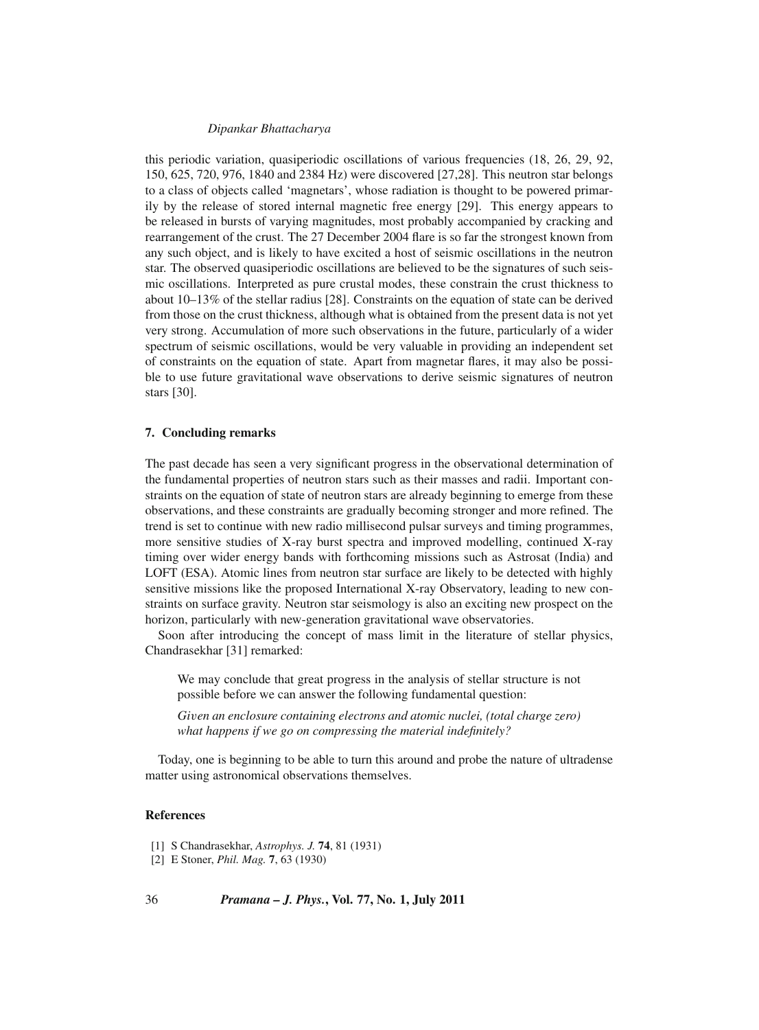this periodic variation, quasiperiodic oscillations of various frequencies (18, 26, 29, 92, 150, 625, 720, 976, 1840 and 2384 Hz) were discovered [27,28]. This neutron star belongs to a class of objects called 'magnetars', whose radiation is thought to be powered primarily by the release of stored internal magnetic free energy [29]. This energy appears to be released in bursts of varying magnitudes, most probably accompanied by cracking and rearrangement of the crust. The 27 December 2004 flare is so far the strongest known from any such object, and is likely to have excited a host of seismic oscillations in the neutron star. The observed quasiperiodic oscillations are believed to be the signatures of such seismic oscillations. Interpreted as pure crustal modes, these constrain the crust thickness to about 10–13% of the stellar radius [28]. Constraints on the equation of state can be derived from those on the crust thickness, although what is obtained from the present data is not yet very strong. Accumulation of more such observations in the future, particularly of a wider spectrum of seismic oscillations, would be very valuable in providing an independent set of constraints on the equation of state. Apart from magnetar flares, it may also be possible to use future gravitational wave observations to derive seismic signatures of neutron stars [30].

## 7. Concluding remarks

The past decade has seen a very significant progress in the observational determination of the fundamental properties of neutron stars such as their masses and radii. Important constraints on the equation of state of neutron stars are already beginning to emerge from these observations, and these constraints are gradually becoming stronger and more refined. The trend is set to continue with new radio millisecond pulsar surveys and timing programmes, more sensitive studies of X-ray burst spectra and improved modelling, continued X-ray timing over wider energy bands with forthcoming missions such as Astrosat (India) and LOFT (ESA). Atomic lines from neutron star surface are likely to be detected with highly sensitive missions like the proposed International X-ray Observatory, leading to new constraints on surface gravity. Neutron star seismology is also an exciting new prospect on the horizon, particularly with new-generation gravitational wave observatories.

Soon after introducing the concept of mass limit in the literature of stellar physics, Chandrasekhar [31] remarked:

> We may conclude that great progress in the analysis of stellar structure is not possible before we can answer the following fundamental question:
>
> *Given an enclosure containing electrons and atomic nuclei, (total charge zero) what happens if we go on compressing the material indefinitely?*

Today, one is beginning to be able to turn this around and probe the nature of ultradense matter using astronomical observations themselves.

## References

[1] S Chandrasekhar, *Astrophys. J.* **74**, 81 (1931)

[2] E Stoner, *Phil. Mag.* **7**, 63 (1930)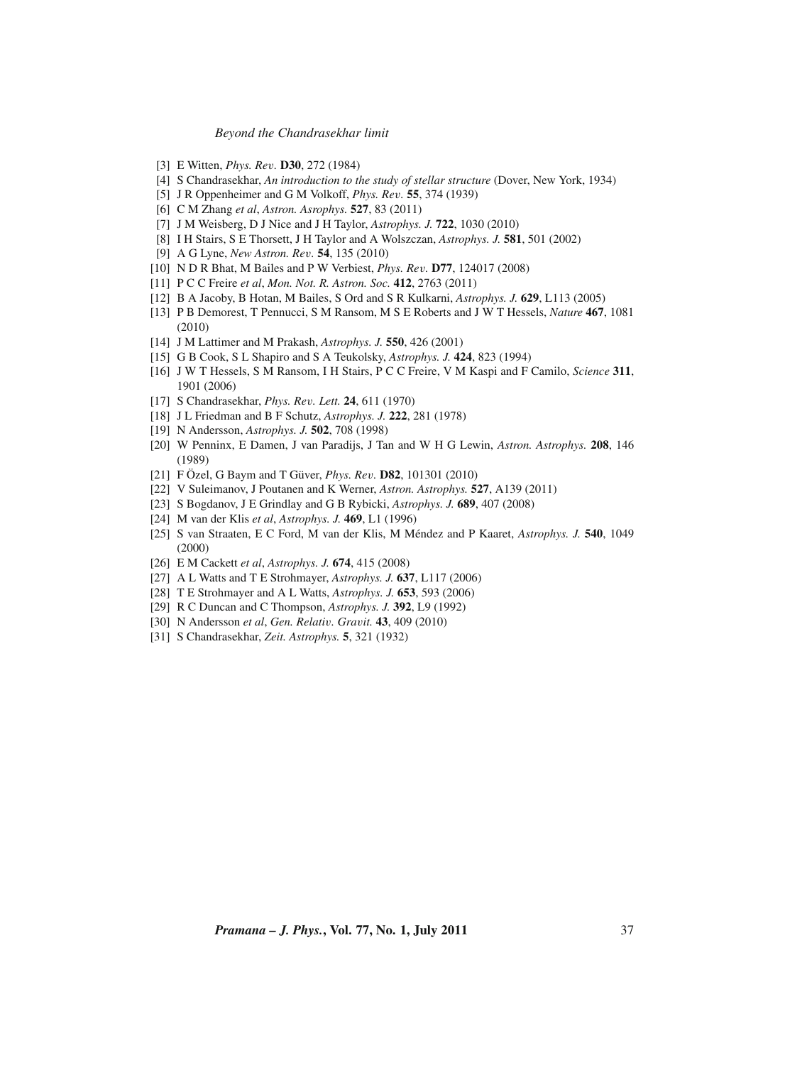[3] E Witten, *Phys. Rev.* **D30**, 272 (1984)

[4] S Chandrasekhar, *An introduction to the study of stellar structure* (Dover, New York, 1934)

[5] J R Oppenheimer and G M Volkoff, *Phys. Rev.* **55**, 374 (1939)

[6] C M Zhang *et al*, *Astron. Asrophys.* **527**, 83 (2011)

[7] J M Weisberg, D J Nice and J H Taylor, *Astrophys. J.* **722**, 1030 (2010)

[8] I H Stairs, S E Thorsett, J H Taylor and A Wolszczan, *Astrophys. J.* **581**, 501 (2002)

[9] A G Lyne, *New Astron. Rev.* **54**, 135 (2010)

[10] N D R Bhat, M Bailes and P W Verbiest, *Phys. Rev.* **D77**, 124017 (2008)

[11] P C C Freire *et al*, *Mon. Not. R. Astron. Soc.* **412**, 2763 (2011)

[12] B A Jacoby, B Hotan, M Bailes, S Ord and S R Kulkarni, *Astrophys. J.* **629**, L113 (2005)

[13] P B Demorest, T Pennucci, S M Ransom, M S E Roberts and J W T Hessels, *Nature* **467**, 1081 (2010)

[14] J M Lattimer and M Prakash, *Astrophys. J.* **550**, 426 (2001)

[15] G B Cook, S L Shapiro and S A Teukolsky, *Astrophys. J.* **424**, 823 (1994)

[16] J W T Hessels, S M Ransom, I H Stairs, P C C Freire, V M Kaspi and F Camilo, *Science* **311**, 1901 (2006)

[17] S Chandrasekhar, *Phys. Rev. Lett.* **24**, 611 (1970)

[18] J L Friedman and B F Schutz, *Astrophys. J.* **222**, 281 (1978)

[19] N Andersson, *Astrophys. J.* **502**, 708 (1998)

[20] W Penninx, E Damen, J van Paradijs, J Tan and W H G Lewin, *Astron. Astrophys.* **208**, 146 (1989)

[21] F Özel, G Baym and T Güver, *Phys. Rev.* **D82**, 101301 (2010)

[22] V Suleimanov, J Poutanen and K Werner, *Astron. Astrophys.* **527**, A139 (2011)

[23] S Bogdanov, J E Grindlay and G B Rybicki, *Astrophys. J.* **689**, 407 (2008)

[24] M van der Klis *et al*, *Astrophys. J.* **469**, L1 (1996)

[25] S van Straaten, E C Ford, M van der Klis, M Méndez and P Kaaret, *Astrophys. J.* **540**, 1049 (2000)

[26] E M Cackett *et al*, *Astrophys. J.* **674**, 415 (2008)

[27] A L Watts and T E Strohmayer, *Astrophys. J.* **637**, L117 (2006)

[28] T E Strohmayer and A L Watts, *Astrophys. J.* **653**, 593 (2006)

[29] R C Duncan and C Thompson, *Astrophys. J.* **392**, L9 (1992)

[30] N Andersson *et al*, *Gen. Relativ. Gravit.* **43**, 409 (2010)

[31] S Chandrasekhar, *Zeit. Astrophys.* **5**, 321 (1932)